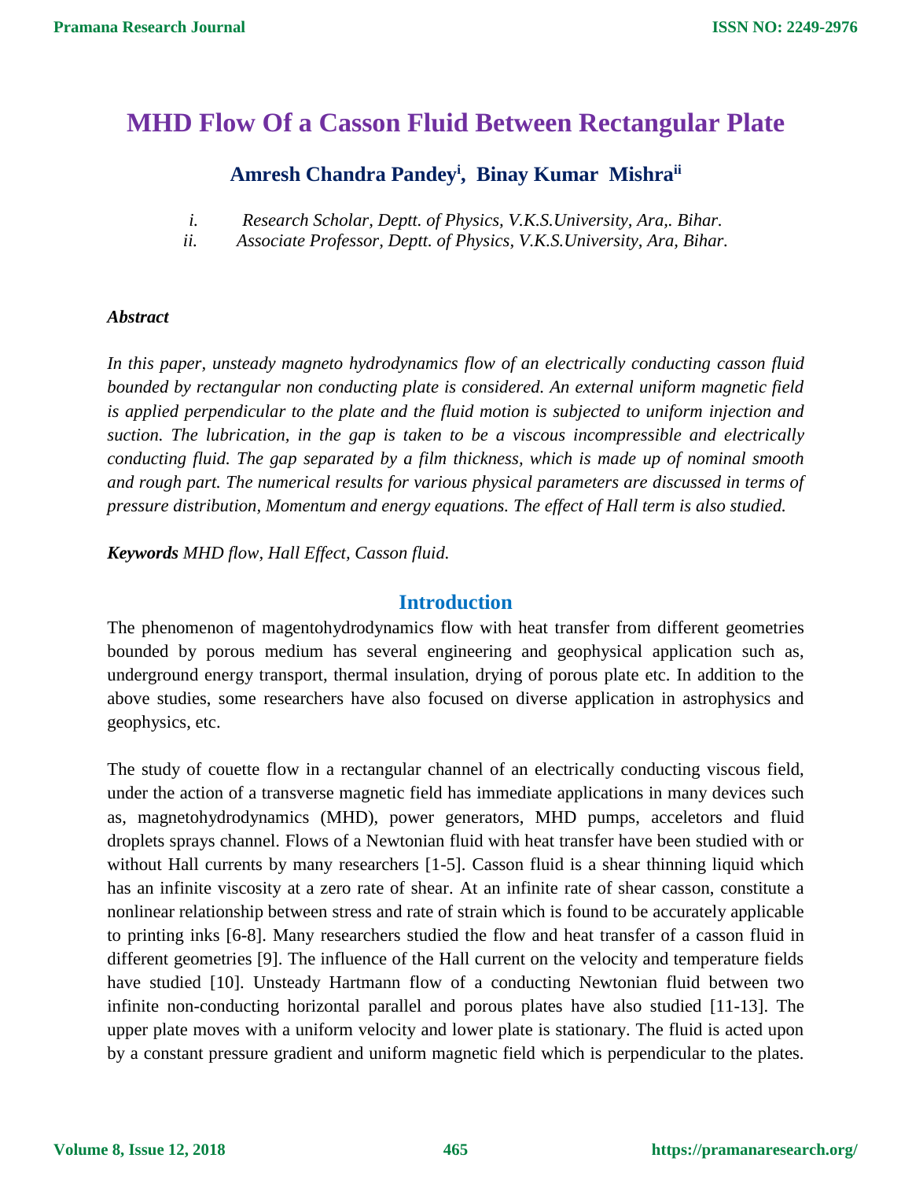# MHD Flow Of a Casson Fluid Between Rectangular Plate

**Amresh Chandra Pandey[i], Binay Kumar Mishra[ii]**

*i. Research Scholar, Deptt. of Physics, V.K.S.University, Ara,. Bihar.*
*ii. Associate Professor, Deptt. of Physics, V.K.S.University, Ara, Bihar.*

***Abstract***

*In this paper, unsteady magneto hydrodynamics flow of an electrically conducting casson fluid bounded by rectangular non conducting plate is considered. An external uniform magnetic field is applied perpendicular to the plate and the fluid motion is subjected to uniform injection and suction. The lubrication, in the gap is taken to be a viscous incompressible and electrically conducting fluid. The gap separated by a film thickness, which is made up of nominal smooth and rough part. The numerical results for various physical parameters are discussed in terms of pressure distribution, Momentum and energy equations. The effect of Hall term is also studied.*

***Keywords** MHD flow, Hall Effect, Casson fluid.*

## Introduction

The phenomenon of magentohydrodynamics flow with heat transfer from different geometries bounded by porous medium has several engineering and geophysical application such as, underground energy transport, thermal insulation, drying of porous plate etc. In addition to the above studies, some researchers have also focused on diverse application in astrophysics and geophysics, etc.

The study of couette flow in a rectangular channel of an electrically conducting viscous field, under the action of a transverse magnetic field has immediate applications in many devices such as, magnetohydrodynamics (MHD), power generators, MHD pumps, acceletors and fluid droplets sprays channel. Flows of a Newtonian fluid with heat transfer have been studied with or without Hall currents by many researchers [1-5]. Casson fluid is a shear thinning liquid which has an infinite viscosity at a zero rate of shear. At an infinite rate of shear casson, constitute a nonlinear relationship between stress and rate of strain which is found to be accurately applicable to printing inks [6-8]. Many researchers studied the flow and heat transfer of a casson fluid in different geometries [9]. The influence of the Hall current on the velocity and temperature fields have studied [10]. Unsteady Hartmann flow of a conducting Newtonian fluid between two infinite non-conducting horizontal parallel and porous plates have also studied [11-13]. The upper plate moves with a uniform velocity and lower plate is stationary. The fluid is acted upon by a constant pressure gradient and uniform magnetic field which is perpendicular to the plates.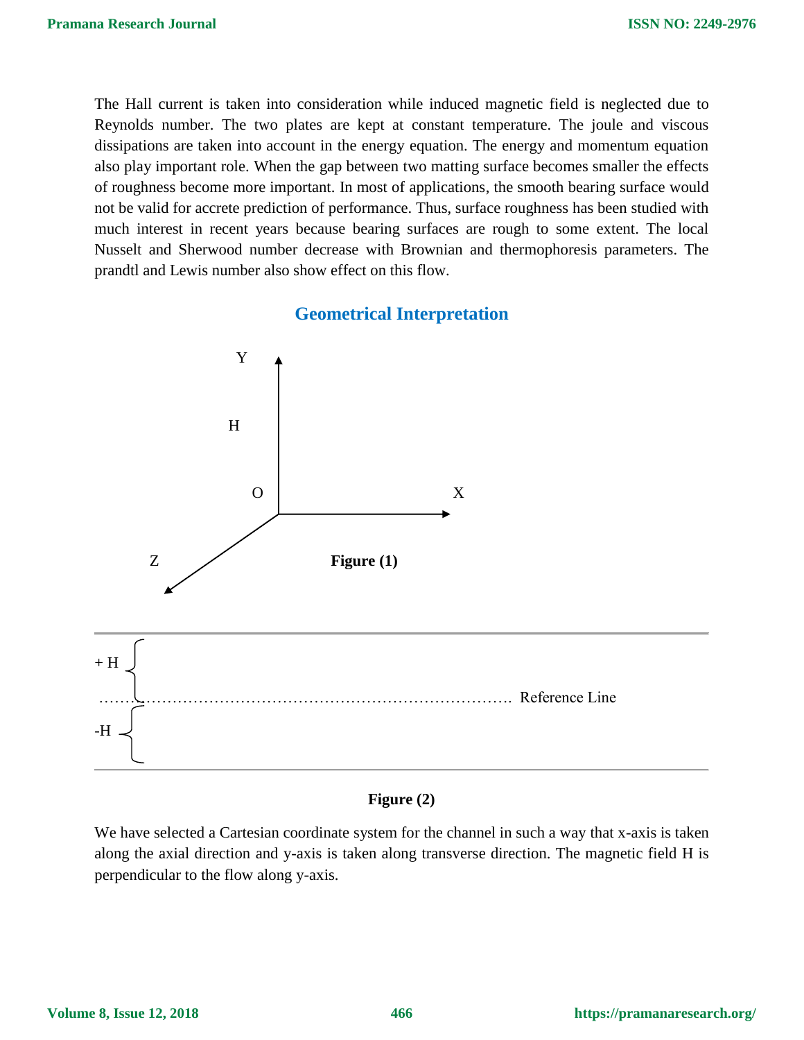The Hall current is taken into consideration while induced magnetic field is neglected due to Reynolds number. The two plates are kept at constant temperature. The joule and viscous dissipations are taken into account in the energy equation. The energy and momentum equation also play important role. When the gap between two matting surface becomes smaller the effects of roughness become more important. In most of applications, the smooth bearing surface would not be valid for accrete prediction of performance. Thus, surface roughness has been studied with much interest in recent years because bearing surfaces are rough to some extent. The local Nusselt and Sherwood number decrease with Brownian and thermophoresis parameters. The prandtl and Lewis number also show effect on this flow.

## Geometrical Interpretation

Y

H

O X

Z

**Figure (1)**

+ H

…………………………………………………………………………. Reference Line

-H

**Figure (2)**

We have selected a Cartesian coordinate system for the channel in such a way that x-axis is taken along the axial direction and y-axis is taken along transverse direction. The magnetic field H is perpendicular to the flow along y-axis.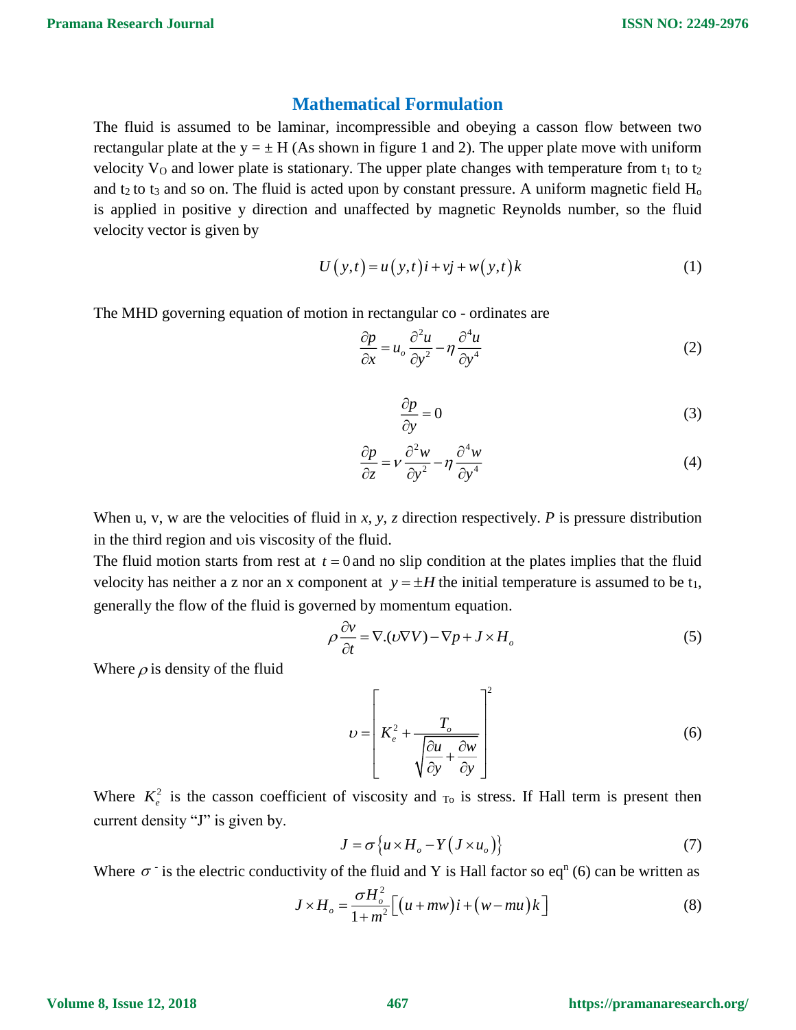## Mathematical Formulation

The fluid is assumed to be laminar, incompressible and obeying a casson flow between two rectangular plate at the y = ± H (As shown in figure 1 and 2). The upper plate move with uniform velocity $V_O$ and lower plate is stationary. The upper plate changes with temperature from $t_1$ to $t_2$ and $t_2$ to $t_3$ and so on. The fluid is acted upon by constant pressure. A uniform magnetic field $H_o$ is applied in positive y direction and unaffected by magnetic Reynolds number, so the fluid velocity vector is given by

$$U\left(y,t\right)=u\left(y,t\right)i+vj+w\left(y,t\right)k \tag{1}$$

The MHD governing equation of motion in rectangular co - ordinates are

$$\frac{\partial p}{\partial x}=u_o\frac{\partial^2 u}{\partial y^2}-\eta\frac{\partial^4 u}{\partial y^4} \tag{2}$$

$$\frac{\partial p}{\partial y}=0 \tag{3}$$

$$\frac{\partial p}{\partial z}=v\frac{\partial^2 w}{\partial y^2}-\eta\frac{\partial^4 w}{\partial y^4} \tag{4}$$

When u, v, w are the velocities of fluid in *x, y, z* direction respectively. *P* is pressure distribution in the third region and $\upsilon$is viscosity of the fluid.

The fluid motion starts from rest at $t=0$ and no slip condition at the plates implies that the fluid velocity has neither a z nor an x component at $y=\pm H$ the initial temperature is assumed to be $t_1$, generally the flow of the fluid is governed by momentum equation.

$$\rho\frac{\partial v}{\partial t}=\nabla.(\upsilon\nabla V)-\nabla p+J\times H_o \tag{5}$$

Where $\rho$ is density of the fluid

$$\upsilon=\left[K_e^2+\frac{T_o}{\sqrt{\dfrac{\partial u}{\partial y}+\dfrac{\partial w}{\partial y}}}\right]^2 \tag{6}$$

Where $K_e^2$ is the casson coefficient of viscosity and $T_o$ is stress. If Hall term is present then current density "J" is given by.

$$J=\sigma\left\{u\times H_o-Y\left(J\times u_o\right)\right\} \tag{7}$$

Where $\sigma^-$ is the electric conductivity of the fluid and Y is Hall factor so $eq^n$ (6) can be written as

$$J\times H_o=\frac{\sigma H_o^2}{1+m^2}\left[\left(u+mw\right)i+\left(w-mu\right)k\right] \tag{8}$$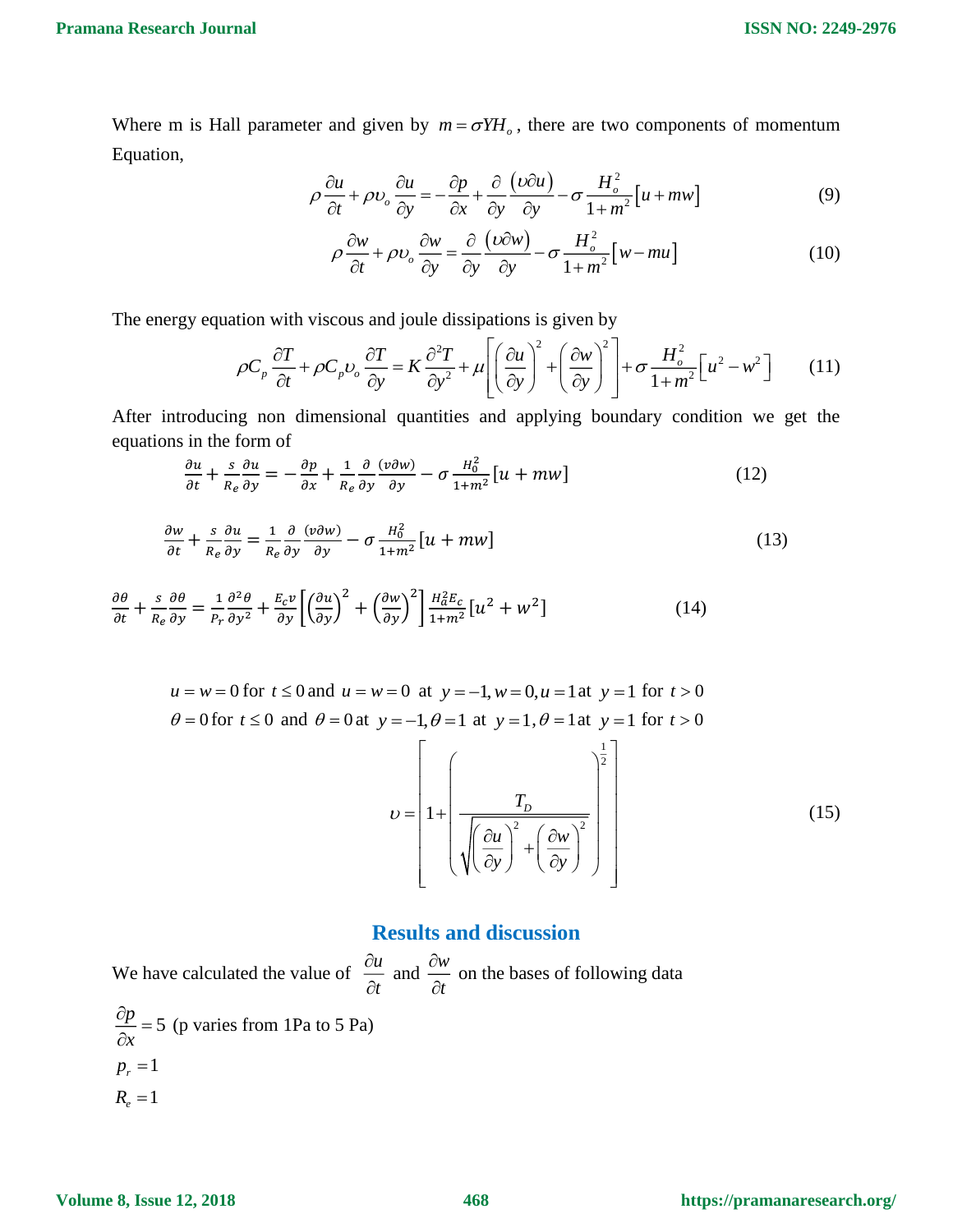Where m is Hall parameter and given by $m = \sigma Y H_o$, there are two components of momentum Equation,

$$\rho \frac{\partial u}{\partial t} + \rho \upsilon_o \frac{\partial u}{\partial y} = -\frac{\partial p}{\partial x} + \frac{\partial}{\partial y} \frac{(\upsilon \partial u)}{\partial y} - \sigma \frac{H_o^2}{1+m^2}[u + mw] \tag{9}$$

$$\rho \frac{\partial w}{\partial t} + \rho \upsilon_o \frac{\partial w}{\partial y} = \frac{\partial}{\partial y} \frac{(\upsilon \partial w)}{\partial y} - \sigma \frac{H_o^2}{1+m^2}[w - mu] \tag{10}$$

The energy equation with viscous and joule dissipations is given by

$$\rho C_p \frac{\partial T}{\partial t} + \rho C_p \upsilon_o \frac{\partial T}{\partial y} = K \frac{\partial^2 T}{\partial y^2} + \mu \left[ \left( \frac{\partial u}{\partial y} \right)^2 + \left( \frac{\partial w}{\partial y} \right)^2 \right] + \sigma \frac{H_o^2}{1+m^2}\left[u^2 - w^2\right] \tag{11}$$

After introducing non dimensional quantities and applying boundary condition we get the equations in the form of

$$\frac{\partial u}{\partial t} + \frac{s}{R_e} \frac{\partial u}{\partial y} = -\frac{\partial p}{\partial x} + \frac{1}{R_e} \frac{\partial}{\partial y} \frac{(v \partial w)}{\partial y} - \sigma \frac{H_0^2}{1+m^2}[u + mw] \tag{12}$$

$$\frac{\partial w}{\partial t} + \frac{s}{R_e} \frac{\partial u}{\partial y} = \frac{1}{R_e} \frac{\partial}{\partial y} \frac{(v \partial w)}{\partial y} - \sigma \frac{H_0^2}{1+m^2}[u + mw] \tag{13}$$

$$\frac{\partial \theta}{\partial t} + \frac{s}{R_e} \frac{\partial \theta}{\partial y} = \frac{1}{P_r} \frac{\partial^2 \theta}{\partial y^2} + \frac{E_c v}{\partial y} \left[ \left( \frac{\partial u}{\partial y} \right)^2 + \left( \frac{\partial w}{\partial y} \right)^2 \right] \frac{H_a^2 E_c}{1+m^2}[u^2 + w^2] \tag{14}$$

$u = w = 0$ for $t \le 0$ and $u = w = 0$ at $y = -1, w = 0, u = 1$ at $y = 1$ for $t > 0$

$\theta = 0$ for $t \le 0$ and $\theta = 0$ at $y = -1, \theta = 1$ at $y = 1, \theta = 1$ at $y = 1$ for $t > 0$

$$\upsilon = \left[ 1 + \left( \frac{T_D}{\sqrt{\left( \frac{\partial u}{\partial y} \right)^2 + \left( \frac{\partial w}{\partial y} \right)^2}} \right)^{\frac{1}{2}} \right] \tag{15}$$

## Results and discussion

We have calculated the value of $\frac{\partial u}{\partial t}$ and $\frac{\partial w}{\partial t}$ on the bases of following data

$\frac{\partial p}{\partial x} = 5$ (p varies from 1Pa to 5 Pa)

$p_r = 1$

$R_e = 1$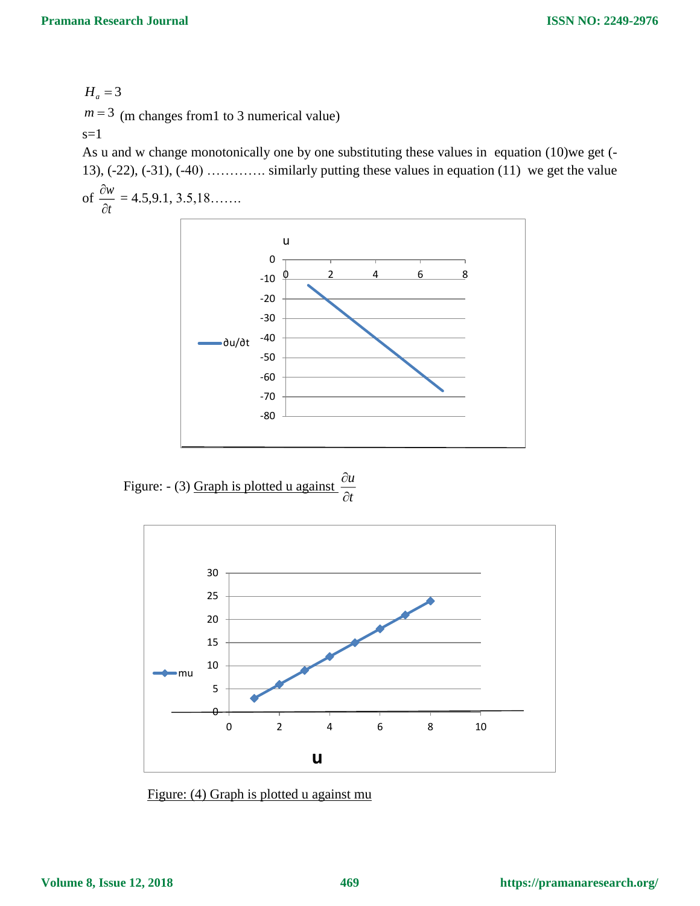$H_a = 3$

$m = 3$ (m changes from1 to 3 numerical value)

s=1

As u and w change monotonically one by one substituting these values in equation (10)we get (-13), (-22), (-31), (-40) ………… similarly putting these values in equation (11) we get the value of $\frac{\partial w}{\partial t}$ = 4.5,9.1, 3.5,18…….

Figure: - (3) Graph is plotted u against $\frac{\partial u}{\partial t}$

Figure: (4) Graph is plotted u against mu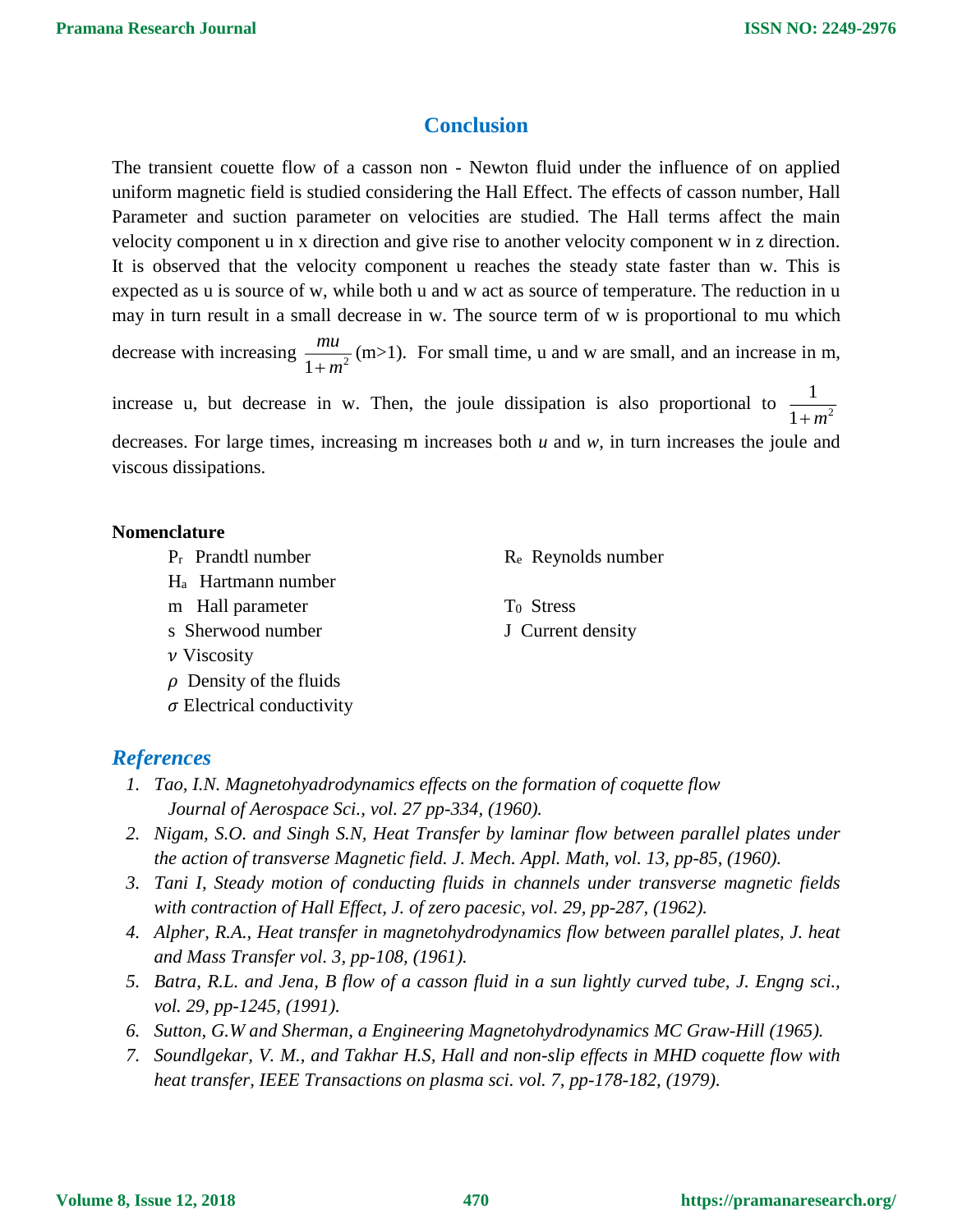## Conclusion

The transient couette flow of a casson non - Newton fluid under the influence of on applied uniform magnetic field is studied considering the Hall Effect. The effects of casson number, Hall Parameter and suction parameter on velocities are studied. The Hall terms affect the main velocity component u in x direction and give rise to another velocity component w in z direction. It is observed that the velocity component u reaches the steady state faster than w. This is expected as u is source of w, while both u and w act as source of temperature. The reduction in u may in turn result in a small decrease in w. The source term of w is proportional to mu which decrease with increasing $\frac{mu}{1+m^2}$ (m>1). For small time, u and w are small, and an increase in m, increase u, but decrease in w. Then, the joule dissipation is also proportional to $\frac{1}{1+m^2}$ decreases. For large times, increasing m increases both *u* and *w*, in turn increases the joule and viscous dissipations.

**Nomenclature**

- $P_r$ Prandtl number
- $H_a$ Hartmann number
- m Hall parameter
- s Sherwood number
- $\nu$ Viscosity
- $\rho$ Density of the fluids
- $\sigma$ Electrical conductivity
- $R_e$ Reynolds number
- $T_0$ Stress
- J Current density

## *References*

1. *Tao, I.N. Magnetohyadrodynamics effects on the formation of coquette flow Journal of Aerospace Sci., vol. 27 pp-334, (1960).*
2. *Nigam, S.O. and Singh S.N, Heat Transfer by laminar flow between parallel plates under the action of transverse Magnetic field. J. Mech. Appl. Math, vol. 13, pp-85, (1960).*
3. *Tani I, Steady motion of conducting fluids in channels under transverse magnetic fields with contraction of Hall Effect, J. of zero pacesic, vol. 29, pp-287, (1962).*
4. *Alpher, R.A., Heat transfer in magnetohydrodynamics flow between parallel plates, J. heat and Mass Transfer vol. 3, pp-108, (1961).*
5. *Batra, R.L. and Jena, B flow of a casson fluid in a sun lightly curved tube, J. Engng sci., vol. 29, pp-1245, (1991).*
6. *Sutton, G.W and Sherman, a Engineering Magnetohydrodynamics MC Graw-Hill (1965).*
7. *Soundlgekar, V. M., and Takhar H.S, Hall and non-slip effects in MHD coquette flow with heat transfer, IEEE Transactions on plasma sci. vol. 7, pp-178-182, (1979).*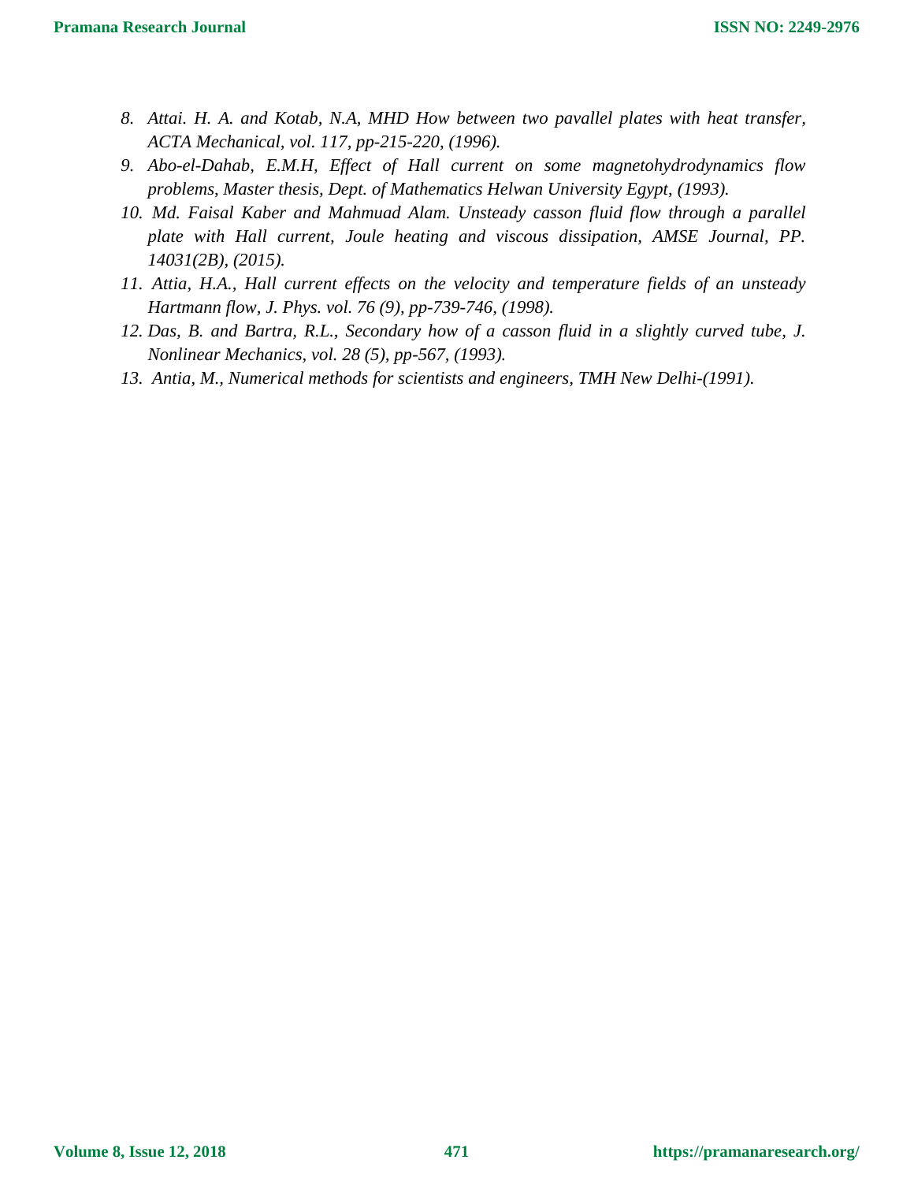8. *Attai. H. A. and Kotab, N.A, MHD How between two pavallel plates with heat transfer, ACTA Mechanical, vol. 117, pp-215-220, (1996).*
9. *Abo-el-Dahab, E.M.H, Effect of Hall current on some magnetohydrodynamics flow problems, Master thesis, Dept. of Mathematics Helwan University Egypt, (1993).*
10. *Md. Faisal Kaber and Mahmuad Alam. Unsteady casson fluid flow through a parallel plate with Hall current, Joule heating and viscous dissipation, AMSE Journal, PP. 14031(2B), (2015).*
11. *Attia, H.A., Hall current effects on the velocity and temperature fields of an unsteady Hartmann flow, J. Phys. vol. 76 (9), pp-739-746, (1998).*
12. *Das, B. and Bartra, R.L., Secondary how of a casson fluid in a slightly curved tube, J. Nonlinear Mechanics, vol. 28 (5), pp-567, (1993).*
13. *Antia, M., Numerical methods for scientists and engineers, TMH New Delhi-(1991).*